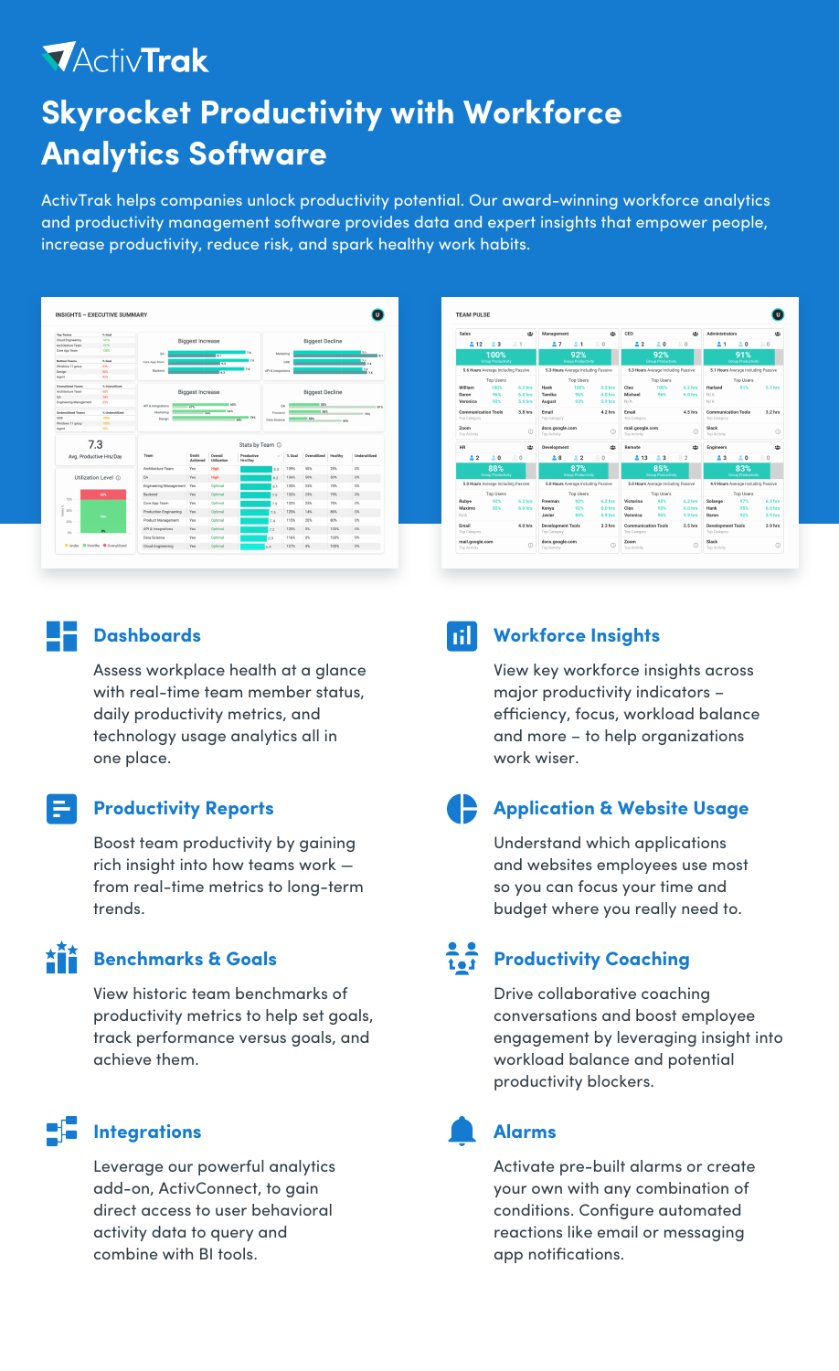# ActivTrak

# Skyrocket Productivity with Workforce Analytics Software

ActivTrak helps companies unlock productivity potential. Our award-winning workforce analytics and productivity management software provides data and expert insights that empower people, increase productivity, reduce risk, and spark healthy work habits.

## Dashboards

Assess workplace health at a glance with real-time team member status, daily productivity metrics, and technology usage analytics all in one place.

## Productivity Reports

Boost team productivity by gaining rich insight into how teams work — from real-time metrics to long-term trends.

## Benchmarks & Goals

View historic team benchmarks of productivity metrics to help set goals, track performance versus goals, and achieve them.

## Integrations

Leverage our powerful analytics add-on, ActivConnect, to gain direct access to user behavioral activity data to query and combine with BI tools.

## Workforce Insights

View key workforce insights across major productivity indicators – efficiency, focus, workload balance and more – to help organizations work wiser.

## Application & Website Usage

Understand which applications and websites employees use most so you can focus your time and budget where you really need to.

## Productivity Coaching

Drive collaborative coaching conversations and boost employee engagement by leveraging insight into workload balance and potential productivity blockers.

## Alarms

Activate pre-built alarms or create your own with any combination of conditions. Configure automated reactions like email or messaging app notifications.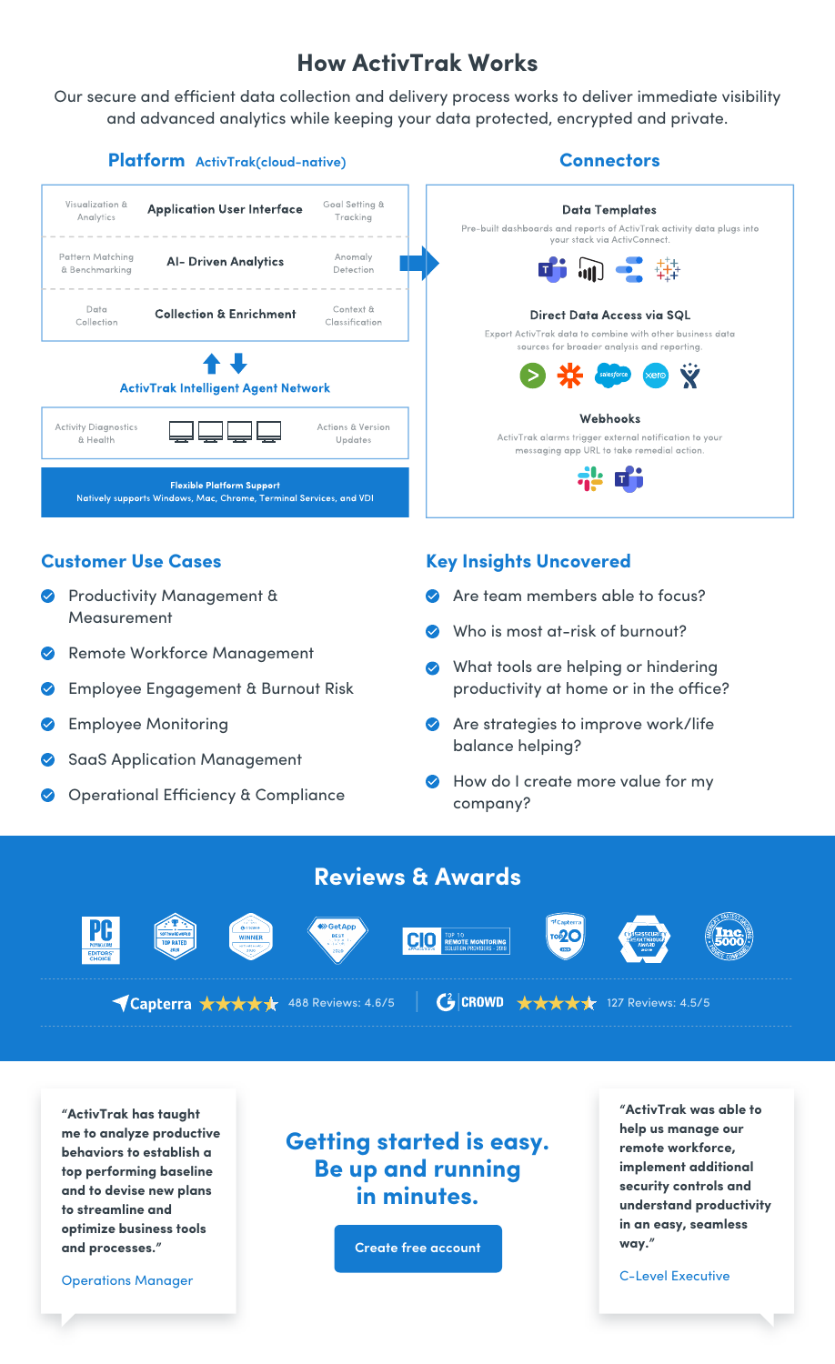# How ActivTrak Works

Our secure and efficient data collection and delivery process works to deliver immediate visibility and advanced analytics while keeping your data protected, encrypted and private.

## Platform ActivTrak(cloud-native)

| | | |
|---|---|---|
| Visualization & Analytics | **Application User Interface** | Goal Setting & Tracking |
| Pattern Matching & Benchmarking | **AI- Driven Analytics** | Anomaly Detection |
| Data Collection | **Collection & Enrichment** | Context & Classification |

**ActivTrak Intelligent Agent Network**

Activity Diagnostics & Health

Actions & Version Updates

**Flexible Platform Support**
Natively supports Windows, Mac, Chrome, Terminal Services, and VDI

## Connectors

**Data Templates**

Pre-built dashboards and reports of ActivTrak activity data plugs into your stack via ActivConnect.

**Direct Data Access via SQL**

Export ActivTrak data to combine with other business data sources for broader analysis and reporting.

**Webhooks**

ActivTrak alarms trigger external notification to your messaging app URL to take remedial action.

## Customer Use Cases

- Productivity Management & Measurement
- Remote Workforce Management
- Employee Engagement & Burnout Risk
- Employee Monitoring
- SaaS Application Management
- Operational Efficiency & Compliance

## Key Insights Uncovered

- Are team members able to focus?
- Who is most at-risk of burnout?
- What tools are helping or hindering productivity at home or in the office?
- Are strategies to improve work/life balance helping?
- How do I create more value for my company?

## Reviews & Awards

Capterra ★★★★★ 488 Reviews: 4.6/5

G2 CROWD ★★★★★ 127 Reviews: 4.5/5

**"ActivTrak has taught me to analyze productive behaviors to establish a top performing baseline and to devise new plans to streamline and optimize business tools and processes."**

Operations Manager

## Getting started is easy. Be up and running in minutes.

Create free account

**"ActivTrak was able to help us manage our remote workforce, implement additional security controls and understand productivity in an easy, seamless way."**

C-Level Executive